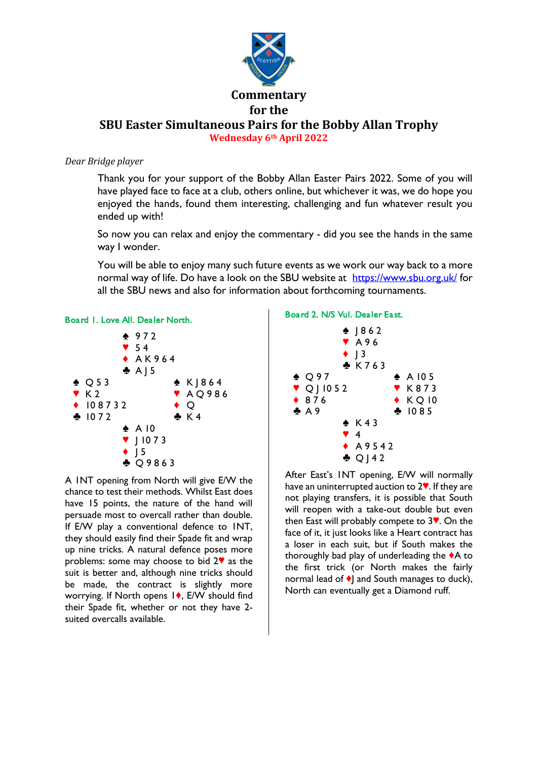# Commentary
# for the
# SBU Easter Simultaneous Pairs for the Bobby Allan Trophy

**Wednesday 6th April 2022**

*Dear Bridge player*

Thank you for your support of the Bobby Allan Easter Pairs 2022. Some of you will have played face to face at a club, others online, but whichever it was, we do hope you enjoyed the hands, found them interesting, challenging and fun whatever result you ended up with!

So now you can relax and enjoy the commentary - did you see the hands in the same way I wonder.

You will be able to enjoy many such future events as we work our way back to a more normal way of life. Do have a look on the SBU website at https://www.sbu.org.uk/ for all the SBU news and also for information about forthcoming tournaments.

### Board 1. Love All. Dealer North.

```
            ♠ 9 7 2
            ♥ 5 4
            ♦ A K 9 6 4
            ♣ A J 5
♠ Q 5 3                 ♠ K J 8 6 4
♥ K 2                   ♥ A Q 9 8 6
♦ 10 8 7 3 2            ♦ Q
♣ 10 7 2                ♣ K 4
            ♠ A 10
            ♥ J 10 7 3
            ♦ J 5
            ♣ Q 9 8 6 3
```

A 1NT opening from North will give E/W the chance to test their methods. Whilst East does have 15 points, the nature of the hand will persuade most to overcall rather than double. If E/W play a conventional defence to 1NT, they should easily find their Spade fit and wrap up nine tricks. A natural defence poses more problems: some may choose to bid 2♥ as the suit is better and, although nine tricks should be made, the contract is slightly more worrying. If North opens 1♦, E/W should find their Spade fit, whether or not they have 2-suited overcalls available.

### Board 2. N/S Vul. Dealer East.

```
            ♠ J 8 6 2
            ♥ A 9 6
            ♦ J 3
            ♣ K 7 6 3
♠ Q 9 7                 ♠ A 10 5
♥ Q J 10 5 2            ♥ K 8 7 3
♦ 8 7 6                 ♦ K Q 10
♣ A 9                   ♣ 10 8 5
            ♠ K 4 3
            ♥ 4
            ♦ A 9 5 4 2
            ♣ Q J 4 2
```

After East's 1NT opening, E/W will normally have an uninterrupted auction to 2♥. If they are not playing transfers, it is possible that South will reopen with a take-out double but even then East will probably compete to 3♥. On the face of it, it just looks like a Heart contract has a loser in each suit, but if South makes the thoroughly bad play of underleading the ♦A to the first trick (or North makes the fairly normal lead of ♦J and South manages to duck), North can eventually get a Diamond ruff.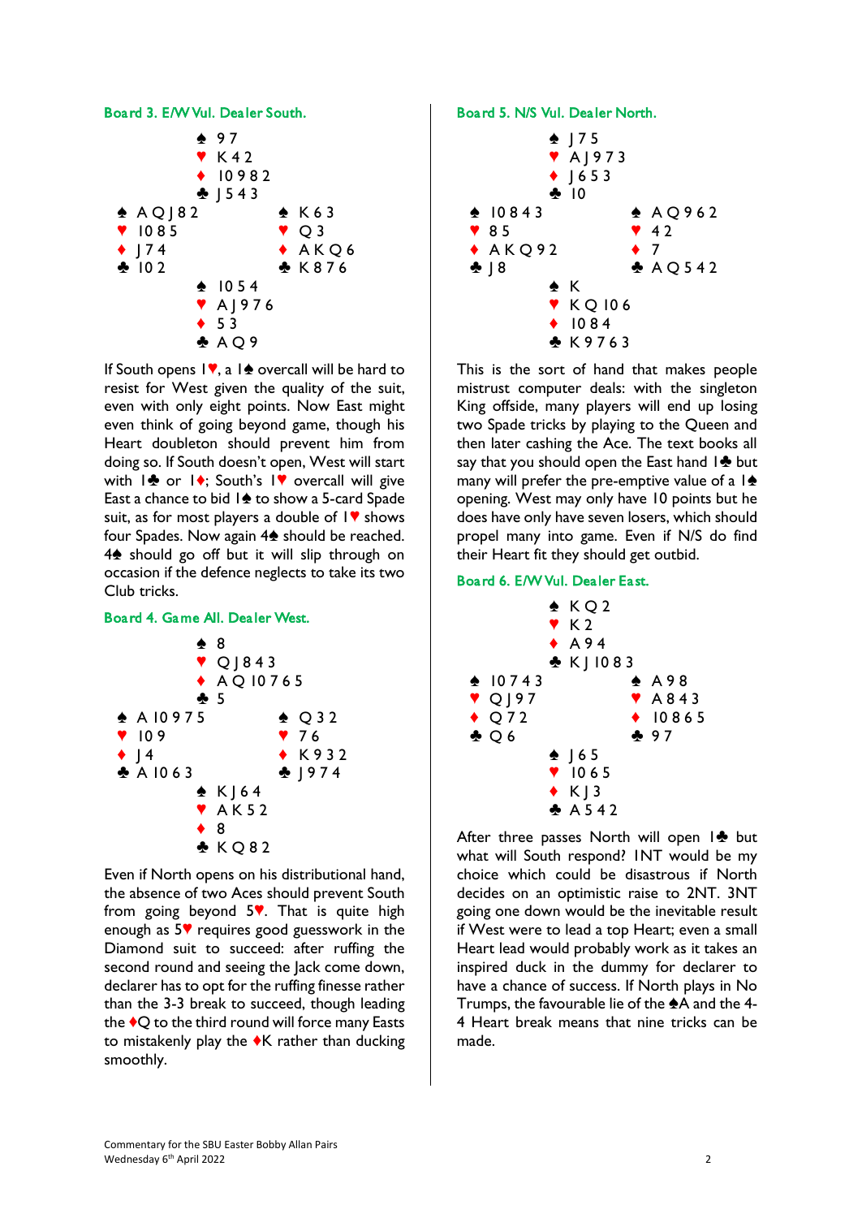### Board 3. E/W Vul. Dealer South.

```
              ♠ 9 7
              ♥ K 4 2
              ♦ 10 9 8 2
              ♣ J 5 4 3
♠ A Q J 8 2              ♠ K 6 3
♥ 10 8 5                 ♥ Q 3
♦ J 7 4                  ♦ A K Q 6
♣ 10 2                   ♣ K 8 7 6
              ♠ 10 5 4
              ♥ A J 9 7 6
              ♦ 5 3
              ♣ A Q 9
```

If South opens 1♥, a 1♠ overcall will be hard to resist for West given the quality of the suit, even with only eight points. Now East might even think of going beyond game, though his Heart doubleton should prevent him from doing so. If South doesn't open, West will start with 1♣ or 1♦; South's 1♥ overcall will give East a chance to bid 1♠ to show a 5-card Spade suit, as for most players a double of 1♥ shows four Spades. Now again 4♠ should be reached. 4♠ should go off but it will slip through on occasion if the defence neglects to take its two Club tricks.

### Board 4. Game All. Dealer West.

```
              ♠ 8
              ♥ Q J 8 4 3
              ♦ A Q 10 7 6 5
              ♣ 5
♠ A 10 9 7 5             ♠ Q 3 2
♥ 10 9                   ♥ 7 6
♦ J 4                    ♦ K 9 3 2
♣ A 10 6 3               ♣ J 9 7 4
              ♠ K J 6 4
              ♥ A K 5 2
              ♦ 8
              ♣ K Q 8 2
```

Even if North opens on his distributional hand, the absence of two Aces should prevent South from going beyond 5♥. That is quite high enough as 5♥ requires good guesswork in the Diamond suit to succeed: after ruffing the second round and seeing the Jack come down, declarer has to opt for the ruffing finesse rather than the 3-3 break to succeed, though leading the ♦Q to the third round will force many Easts to mistakenly play the ♦K rather than ducking smoothly.

### Board 5. N/S Vul. Dealer North.

```
              ♠ J 7 5
              ♥ A J 9 7 3
              ♦ J 6 5 3
              ♣ 10
♠ 10 8 4 3               ♠ A Q 9 6 2
♥ 8 5                    ♥ 4 2
♦ A K Q 9 2              ♦ 7
♣ J 8                    ♣ A Q 5 4 2
              ♠ K
              ♥ K Q 10 6
              ♦ 10 8 4
              ♣ K 9 7 6 3
```

This is the sort of hand that makes people mistrust computer deals: with the singleton King offside, many players will end up losing two Spade tricks by playing to the Queen and then later cashing the Ace. The text books all say that you should open the East hand 1♣ but many will prefer the pre-emptive value of a 1♠ opening. West may only have 10 points but he does have only have seven losers, which should propel many into game. Even if N/S do find their Heart fit they should get outbid.

### Board 6. E/W Vul. Dealer East.

```
              ♠ K Q 2
              ♥ K 2
              ♦ A 9 4
              ♣ K J 10 8 3
♠ 10 7 4 3               ♠ A 9 8
♥ Q J 9 7                ♥ A 8 4 3
♦ Q 7 2                  ♦ 10 8 6 5
♣ Q 6                    ♣ 9 7
              ♠ J 6 5
              ♥ 10 6 5
              ♦ K J 3
              ♣ A 5 4 2
```

After three passes North will open 1♣ but what will South respond? 1NT would be my choice which could be disastrous if North decides on an optimistic raise to 2NT. 3NT going one down would be the inevitable result if West were to lead a top Heart; even a small Heart lead would probably work as it takes an inspired duck in the dummy for declarer to have a chance of success. If North plays in No Trumps, the favourable lie of the ♠A and the 4-4 Heart break means that nine tricks can be made.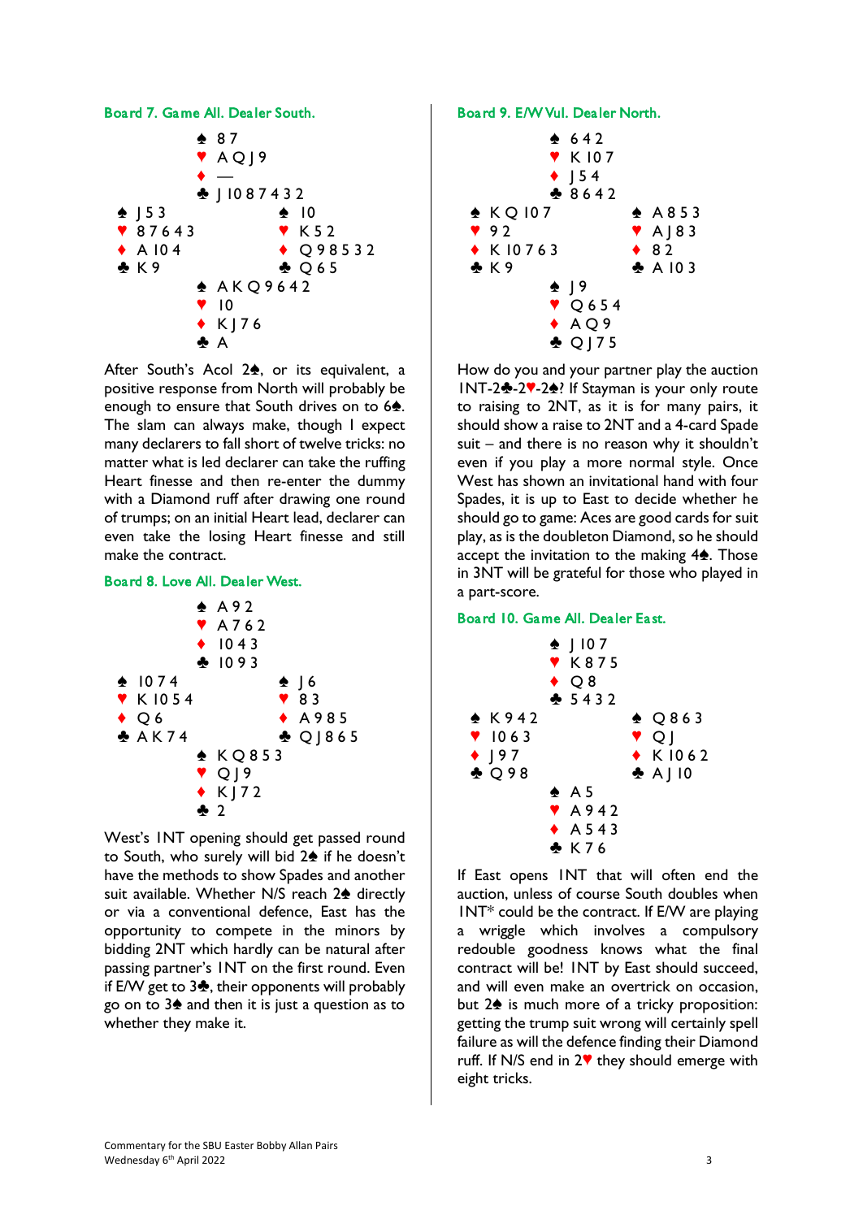## Board 7. Game All. Dealer South.

```
              ♠ 8 7
              ♥ A Q J 9
              ♦ —
              ♣ J 10 8 7 4 3 2
♠ J 5 3                   ♠ 10
♥ 8 7 6 4 3               ♥ K 5 2
♦ A 10 4                  ♦ Q 9 8 5 3 2
♣ K 9                     ♣ Q 6 5
              ♠ A K Q 9 6 4 2
              ♥ 10
              ♦ K J 7 6
              ♣ A
```

After South's Acol 2♠, or its equivalent, a positive response from North will probably be enough to ensure that South drives on to 6♠. The slam can always make, though I expect many declarers to fall short of twelve tricks: no matter what is led declarer can take the ruffing Heart finesse and then re-enter the dummy with a Diamond ruff after drawing one round of trumps; on an initial Heart lead, declarer can even take the losing Heart finesse and still make the contract.

## Board 8. Love All. Dealer West.

```
              ♠ A 9 2
              ♥ A 7 6 2
              ♦ 10 4 3
              ♣ 10 9 3
♠ 10 7 4                  ♠ J 6
♥ K 10 5 4                ♥ 8 3
♦ Q 6                     ♦ A 9 8 5
♣ A K 7 4                 ♣ Q J 8 6 5
              ♠ K Q 8 5 3
              ♥ Q J 9
              ♦ K J 7 2
              ♣ 2
```

West's 1NT opening should get passed round to South, who surely will bid 2♠ if he doesn't have the methods to show Spades and another suit available. Whether N/S reach 2♠ directly or via a conventional defence, East has the opportunity to compete in the minors by bidding 2NT which hardly can be natural after passing partner's 1NT on the first round. Even if E/W get to 3♣, their opponents will probably go on to 3♠ and then it is just a question as to whether they make it.

## Board 9. E/W Vul. Dealer North.

```
              ♠ 6 4 2
              ♥ K 10 7
              ♦ J 5 4
              ♣ 8 6 4 2
♠ K Q 10 7                ♠ A 8 5 3
♥ 9 2                     ♥ A J 8 3
♦ K 10 7 6 3              ♦ 8 2
♣ K 9                     ♣ A 10 3
              ♠ J 9
              ♥ Q 6 5 4
              ♦ A Q 9
              ♣ Q J 7 5
```

How do you and your partner play the auction 1NT-2♣-2♥-2♠? If Stayman is your only route to raising to 2NT, as it is for many pairs, it should show a raise to 2NT and a 4-card Spade suit – and there is no reason why it shouldn't even if you play a more normal style. Once West has shown an invitational hand with four Spades, it is up to East to decide whether he should go to game: Aces are good cards for suit play, as is the doubleton Diamond, so he should accept the invitation to the making 4♠. Those in 3NT will be grateful for those who played in a part-score.

## Board 10. Game All. Dealer East.

```
              ♠ J 10 7
              ♥ K 8 7 5
              ♦ Q 8
              ♣ 5 4 3 2
♠ K 9 4 2                 ♠ Q 8 6 3
♥ 10 6 3                  ♥ Q J
♦ J 9 7                   ♦ K 10 6 2
♣ Q 9 8                   ♣ A J 10
              ♠ A 5
              ♥ A 9 4 2
              ♦ A 5 4 3
              ♣ K 7 6
```

If East opens 1NT that will often end the auction, unless of course South doubles when 1NT* could be the contract. If E/W are playing a wriggle which involves a compulsory redouble goodness knows what the final contract will be! 1NT by East should succeed, and will even make an overtrick on occasion, but 2♠ is much more of a tricky proposition: getting the trump suit wrong will certainly spell failure as will the defence finding their Diamond ruff. If N/S end in 2♥ they should emerge with eight tricks.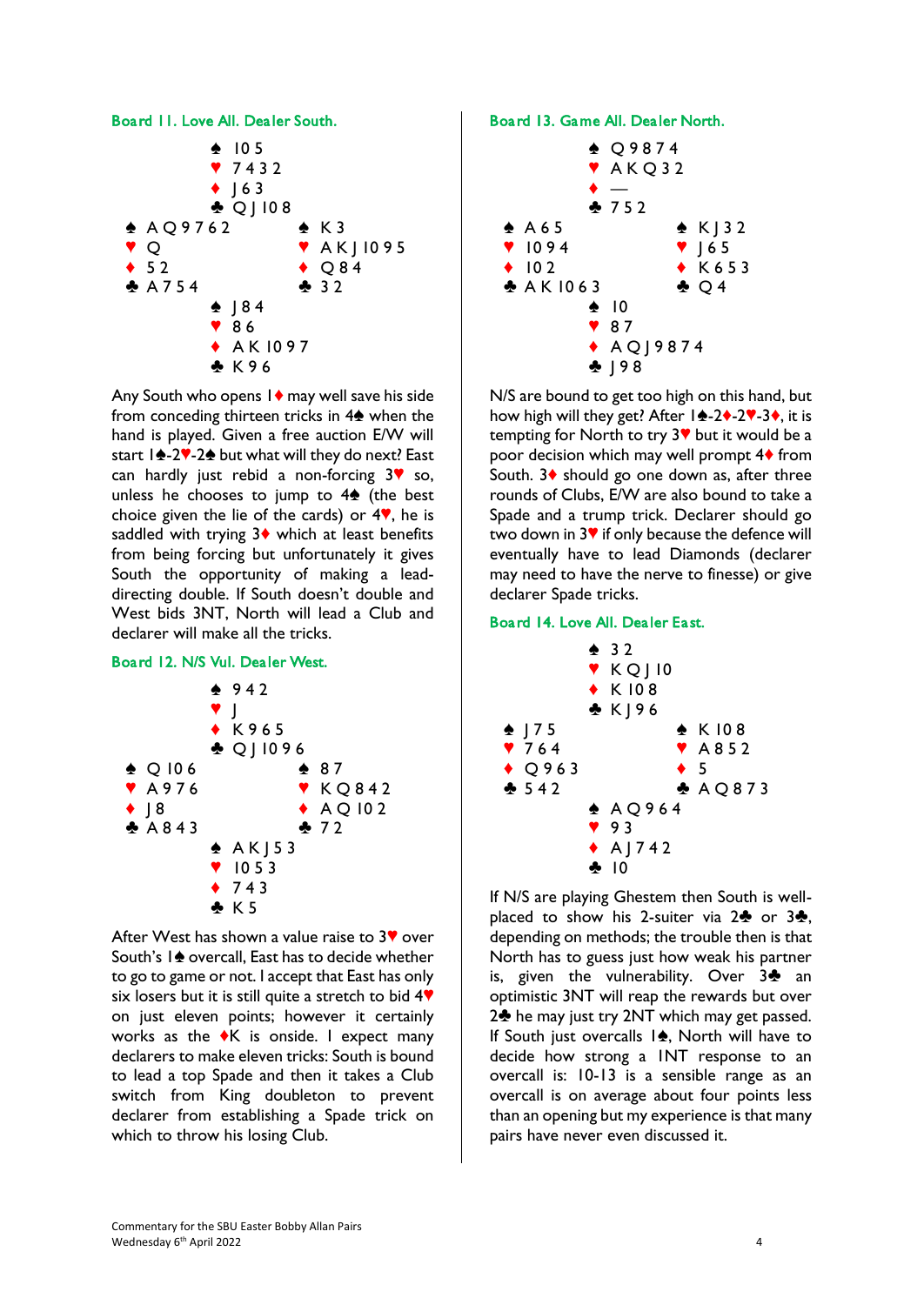## Board 11. Love All. Dealer South.

```
              ♠ 10 5
              ♥ 7 4 3 2
              ♦ J 6 3
              ♣ Q J 10 8
♠ A Q 9 7 6 2         ♠ K 3
♥ Q                   ♥ A K J 10 9 5
♦ 5 2                 ♦ Q 8 4
♣ A 7 5 4             ♣ 3 2
              ♠ J 8 4
              ♥ 8 6
              ♦ A K 10 9 7
              ♣ K 9 6
```

Any South who opens 1♦ may well save his side from conceding thirteen tricks in 4♠ when the hand is played. Given a free auction E/W will start 1♠-2♥-2♠ but what will they do next? East can hardly just rebid a non-forcing 3♥ so, unless he chooses to jump to 4♠ (the best choice given the lie of the cards) or 4♥, he is saddled with trying 3♦ which at least benefits from being forcing but unfortunately it gives South the opportunity of making a lead-directing double. If South doesn't double and West bids 3NT, North will lead a Club and declarer will make all the tricks.

## Board 12. N/S Vul. Dealer West.

```
              ♠ 9 4 2
              ♥ J
              ♦ K 9 6 5
              ♣ Q J 10 9 6
♠ Q 10 6              ♠ 8 7
♥ A 9 7 6             ♥ K Q 8 4 2
♦ J 8                 ♦ A Q 10 2
♣ A 8 4 3             ♣ 7 2
              ♠ A K J 5 3
              ♥ 10 5 3
              ♦ 7 4 3
              ♣ K 5
```

After West has shown a value raise to 3♥ over South's 1♠ overcall, East has to decide whether to go to game or not. I accept that East has only six losers but it is still quite a stretch to bid 4♥ on just eleven points; however it certainly works as the ♦K is onside. I expect many declarers to make eleven tricks: South is bound to lead a top Spade and then it takes a Club switch from King doubleton to prevent declarer from establishing a Spade trick on which to throw his losing Club.

## Board 13. Game All. Dealer North.

```
              ♠ Q 9 8 7 4
              ♥ A K Q 3 2
              ♦ —
              ♣ 7 5 2
♠ A 6 5               ♠ K J 3 2
♥ 10 9 4              ♥ J 6 5
♦ 10 2                ♦ K 6 5 3
♣ A K 10 6 3          ♣ Q 4
              ♠ 10
              ♥ 8 7
              ♦ A Q J 9 8 7 4
              ♣ J 9 8
```

N/S are bound to get too high on this hand, but how high will they get? After 1♠-2♦-2♥-3♦, it is tempting for North to try 3♥ but it would be a poor decision which may well prompt 4♦ from South. 3♦ should go one down as, after three rounds of Clubs, E/W are also bound to take a Spade and a trump trick. Declarer should go two down in 3♥ if only because the defence will eventually have to lead Diamonds (declarer may need to have the nerve to finesse) or give declarer Spade tricks.

## Board 14. Love All. Dealer East.

```
              ♠ 3 2
              ♥ K Q J 10
              ♦ K 10 8
              ♣ K J 9 6
♠ J 7 5               ♠ K 10 8
♥ 7 6 4               ♥ A 8 5 2
♦ Q 9 6 3             ♦ 5
♣ 5 4 2               ♣ A Q 8 7 3
              ♠ A Q 9 6 4
              ♥ 9 3
              ♦ A J 7 4 2
              ♣ 10
```

If N/S are playing Ghestem then South is well-placed to show his 2-suiter via 2♣ or 3♣, depending on methods; the trouble then is that North has to guess just how weak his partner is, given the vulnerability. Over 3♣ an optimistic 3NT will reap the rewards but over 2♣ he may just try 2NT which may get passed. If South just overcalls 1♠, North will have to decide how strong a 1NT response to an overcall is: 10-13 is a sensible range as an overcall is on average about four points less than an opening but my experience is that many pairs have never even discussed it.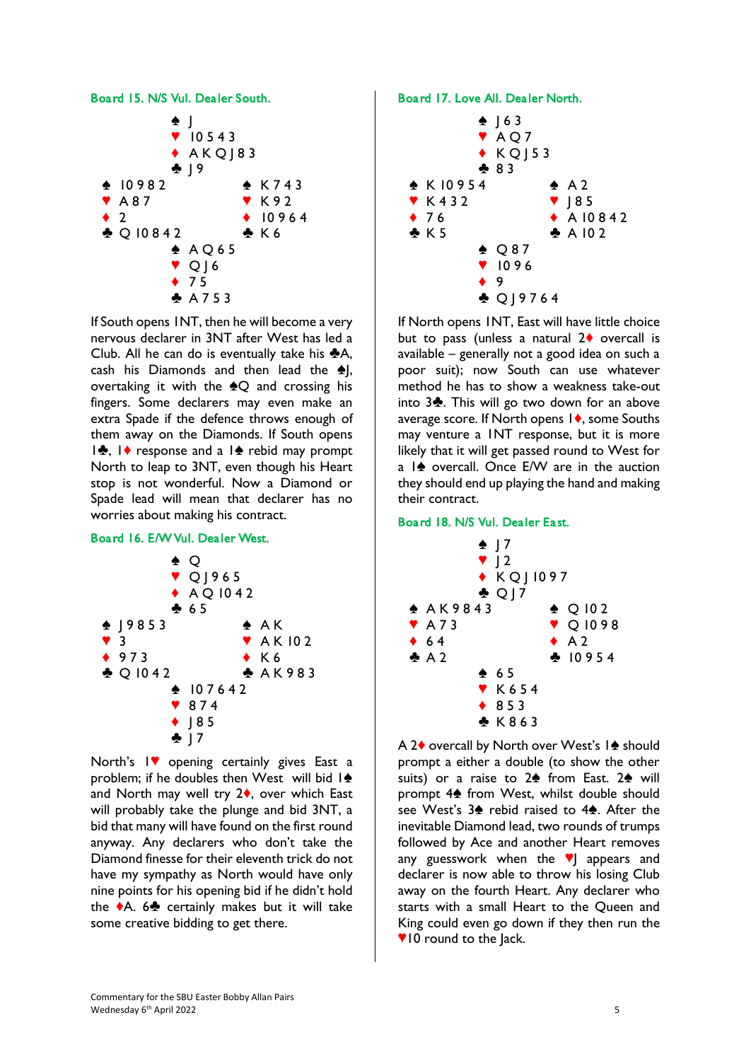## Board 15. N/S Vul. Dealer South.

```
              ♠ J
              ♥ 10 5 4 3
              ♦ A K Q J 8 3
              ♣ J 9
♠ 10 9 8 2              ♠ K 7 4 3
♥ A 8 7                 ♥ K 9 2
♦ 2                     ♦ 10 9 6 4
♣ Q 10 8 4 2            ♣ K 6
              ♠ A Q 6 5
              ♥ Q J 6
              ♦ 7 5
              ♣ A 7 5 3
```

If South opens 1NT, then he will become a very nervous declarer in 3NT after West has led a Club. All he can do is eventually take his ♣A, cash his Diamonds and then lead the ♠J, overtaking it with the ♠Q and crossing his fingers. Some declarers may even make an extra Spade if the defence throws enough of them away on the Diamonds. If South opens 1♣, 1♦ response and a 1♠ rebid may prompt North to leap to 3NT, even though his Heart stop is not wonderful. Now a Diamond or Spade lead will mean that declarer has no worries about making his contract.

## Board 16. E/W Vul. Dealer West.

```
              ♠ Q
              ♥ Q J 9 6 5
              ♦ A Q 10 4 2
              ♣ 6 5
♠ J 9 8 5 3             ♠ A K
♥ 3                     ♥ A K 10 2
♦ 9 7 3                 ♦ K 6
♣ Q 10 4 2              ♣ A K 9 8 3
              ♠ 10 7 6 4 2
              ♥ 8 7 4
              ♦ J 8 5
              ♣ J 7
```

North's 1♥ opening certainly gives East a problem; if he doubles then West will bid 1♠ and North may well try 2♦, over which East will probably take the plunge and bid 3NT, a bid that many will have found on the first round anyway. Any declarers who don't take the Diamond finesse for their eleventh trick do not have my sympathy as North would have only nine points for his opening bid if he didn't hold the ♦A. 6♣ certainly makes but it will take some creative bidding to get there.

## Board 17. Love All. Dealer North.

```
              ♠ J 6 3
              ♥ A Q 7
              ♦ K Q J 5 3
              ♣ 8 3
♠ K 10 9 5 4            ♠ A 2
♥ K 4 3 2               ♥ J 8 5
♦ 7 6                   ♦ A 10 8 4 2
♣ K 5                   ♣ A 10 2
              ♠ Q 8 7
              ♥ 10 9 6
              ♦ 9
              ♣ Q J 9 7 6 4
```

If North opens 1NT, East will have little choice but to pass (unless a natural 2♦ overcall is available – generally not a good idea on such a poor suit); now South can use whatever method he has to show a weakness take-out into 3♣. This will go two down for an above average score. If North opens 1♦, some Souths may venture a 1NT response, but it is more likely that it will get passed round to West for a 1♠ overcall. Once E/W are in the auction they should end up playing the hand and making their contract.

## Board 18. N/S Vul. Dealer East.

```
              ♠ J 7
              ♥ J 2
              ♦ K Q J 10 9 7
              ♣ Q J 7
♠ A K 9 8 4 3           ♠ Q 10 2
♥ A 7 3                 ♥ Q 10 9 8
♦ 6 4                   ♦ A 2
♣ A 2                   ♣ 10 9 5 4
              ♠ 6 5
              ♥ K 6 5 4
              ♦ 8 5 3
              ♣ K 8 6 3
```

A 2♦ overcall by North over West's 1♠ should prompt a either a double (to show the other suits) or a raise to 2♠ from East. 2♠ will prompt 4♠ from West, whilst double should see West's 3♠ rebid raised to 4♠. After the inevitable Diamond lead, two rounds of trumps followed by Ace and another Heart removes any guesswork when the ♥J appears and declarer is now able to throw his losing Club away on the fourth Heart. Any declarer who starts with a small Heart to the Queen and King could even go down if they then run the ♥10 round to the Jack.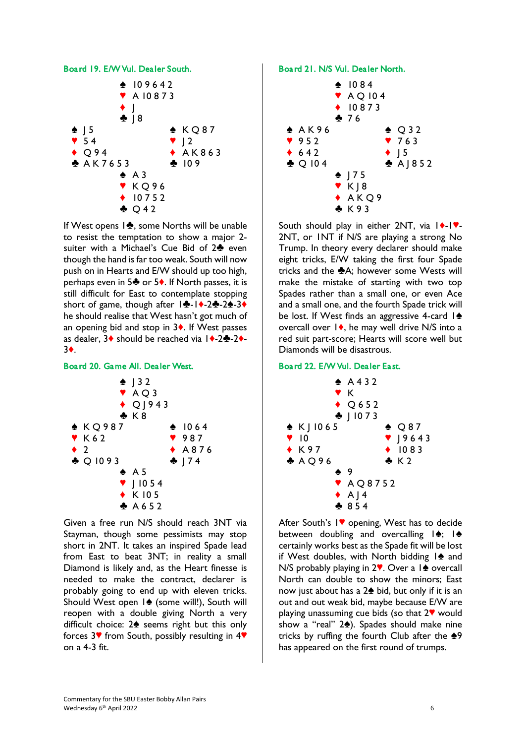### Board 19. E/W Vul. Dealer South.

```
              ♠ 10 9 6 4 2
              ♥ A 10 8 7 3
              ♦ J
              ♣ J 8
♠ J 5                       ♠ K Q 8 7
♥ 5 4                       ♥ J 2
♦ Q 9 4                     ♦ A K 8 6 3
♣ A K 7 6 5 3               ♣ 10 9
              ♠ A 3
              ♥ K Q 9 6
              ♦ 10 7 5 2
              ♣ Q 4 2
```

If West opens 1♣, some Norths will be unable to resist the temptation to show a major 2-suiter with a Michael's Cue Bid of 2♣ even though the hand is far too weak. South will now push on in Hearts and E/W should up too high, perhaps even in 5♣ or 5♦. If North passes, it is still difficult for East to contemplate stopping short of game, though after 1♣-1♦-2♣-2♠-3♦ he should realise that West hasn't got much of an opening bid and stop in 3♦. If West passes as dealer, 3♦ should be reached via 1♦-2♣-2♦-3♦.

### Board 20. Game All. Dealer West.

```
              ♠ J 3 2
              ♥ A Q 3
              ♦ Q J 9 4 3
              ♣ K 8
♠ K Q 9 8 7                 ♠ 10 6 4
♥ K 6 2                     ♥ 9 8 7
♦ 2                         ♦ A 8 7 6
♣ Q 10 9 3                  ♣ J 7 4
              ♠ A 5
              ♥ J 10 5 4
              ♦ K 10 5
              ♣ A 6 5 2
```

Given a free run N/S should reach 3NT via Stayman, though some pessimists may stop short in 2NT. It takes an inspired Spade lead from East to beat 3NT; in reality a small Diamond is likely and, as the Heart finesse is needed to make the contract, declarer is probably going to end up with eleven tricks. Should West open 1♠ (some will!), South will reopen with a double giving North a very difficult choice: 2♠ seems right but this only forces 3♥ from South, possibly resulting in 4♥ on a 4-3 fit.

### Board 21. N/S Vul. Dealer North.

```
              ♠ 10 8 4
              ♥ A Q 10 4
              ♦ 10 8 7 3
              ♣ 7 6
♠ A K 9 6                   ♠ Q 3 2
♥ 9 5 2                     ♥ 7 6 3
♦ 6 4 2                     ♦ J 5
♣ Q 10 4                    ♣ A J 8 5 2
              ♠ J 7 5
              ♥ K J 8
              ♦ A K Q 9
              ♣ K 9 3
```

South should play in either 2NT, via 1♦-1♥-2NT, or 1NT if N/S are playing a strong No Trump. In theory every declarer should make eight tricks, E/W taking the first four Spade tricks and the ♣A; however some Wests will make the mistake of starting with two top Spades rather than a small one, or even Ace and a small one, and the fourth Spade trick will be lost. If West finds an aggressive 4-card 1♠ overcall over 1♦, he may well drive N/S into a red suit part-score; Hearts will score well but Diamonds will be disastrous.

### Board 22. E/W Vul. Dealer East.

```
              ♠ A 4 3 2
              ♥ K
              ♦ Q 6 5 2
              ♣ J 10 7 3
♠ K J 10 6 5                ♠ Q 8 7
♥ 10                        ♥ J 9 6 4 3
♦ K 9 7                     ♦ 10 8 3
♣ A Q 9 6                   ♣ K 2
              ♠ 9
              ♥ A Q 8 7 5 2
              ♦ A J 4
              ♣ 8 5 4
```

After South's 1♥ opening, West has to decide between doubling and overcalling 1♠; 1♠ certainly works best as the Spade fit will be lost if West doubles, with North bidding 1♠ and N/S probably playing in 2♥. Over a 1♠ overcall North can double to show the minors; East now just about has a 2♠ bid, but only if it is an out and out weak bid, maybe because E/W are playing unassuming cue bids (so that 2♥ would show a "real" 2♠). Spades should make nine tricks by ruffing the fourth Club after the ♠9 has appeared on the first round of trumps.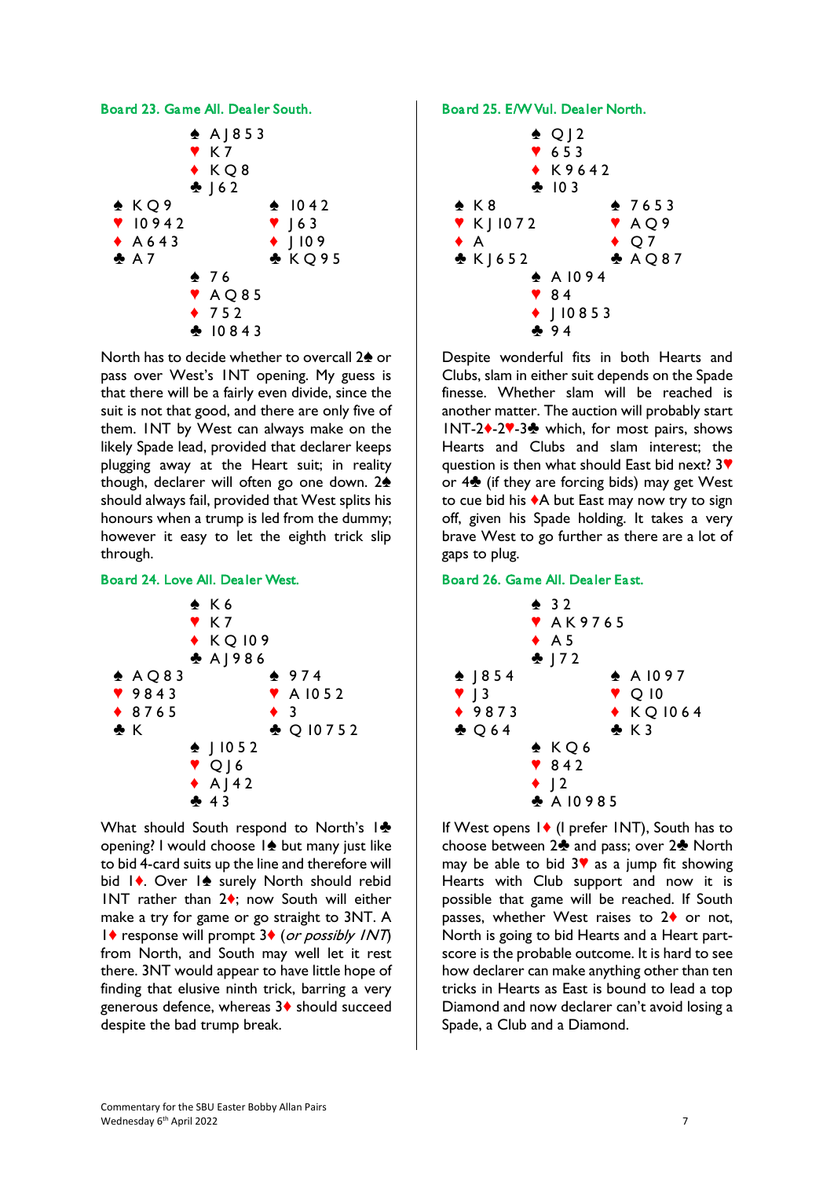### Board 23. Game All. Dealer South.

```
              ♠ A J 8 5 3
              ♥ K 7
              ♦ K Q 8
              ♣ J 6 2
♠ K Q 9                   ♠ 10 4 2
♥ 10 9 4 2                ♥ J 6 3
♦ A 6 4 3                 ♦ J 10 9
♣ A 7                     ♣ K Q 9 5
              ♠ 7 6
              ♥ A Q 8 5
              ♦ 7 5 2
              ♣ 10 8 4 3
```

North has to decide whether to overcall 2♠ or pass over West's 1NT opening. My guess is that there will be a fairly even divide, since the suit is not that good, and there are only five of them. 1NT by West can always make on the likely Spade lead, provided that declarer keeps plugging away at the Heart suit; in reality though, declarer will often go one down. 2♠ should always fail, provided that West splits his honours when a trump is led from the dummy; however it easy to let the eighth trick slip through.

### Board 24. Love All. Dealer West.

```
              ♠ K 6
              ♥ K 7
              ♦ K Q 10 9
              ♣ A J 9 8 6
♠ A Q 8 3                 ♠ 9 7 4
♥ 9 8 4 3                 ♥ A 10 5 2
♦ 8 7 6 5                 ♦ 3
♣ K                       ♣ Q 10 7 5 2
              ♠ J 10 5 2
              ♥ Q J 6
              ♦ A J 4 2
              ♣ 4 3
```

What should South respond to North's 1♣ opening? I would choose 1♠ but many just like to bid 4-card suits up the line and therefore will bid 1♦. Over 1♠ surely North should rebid 1NT rather than 2♦; now South will either make a try for game or go straight to 3NT. A 1♦ response will prompt 3♦ (*or possibly 1NT*) from North, and South may well let it rest there. 3NT would appear to have little hope of finding that elusive ninth trick, barring a very generous defence, whereas 3♦ should succeed despite the bad trump break.

### Board 25. E/W Vul. Dealer North.

```
              ♠ Q J 2
              ♥ 6 5 3
              ♦ K 9 6 4 2
              ♣ 10 3
♠ K 8                     ♠ 7 6 5 3
♥ K J 10 7 2              ♥ A Q 9
♦ A                       ♦ Q 7
♣ K J 6 5 2               ♣ A Q 8 7
              ♠ A 10 9 4
              ♥ 8 4
              ♦ J 10 8 5 3
              ♣ 9 4
```

Despite wonderful fits in both Hearts and Clubs, slam in either suit depends on the Spade finesse. Whether slam will be reached is another matter. The auction will probably start 1NT-2♦-2♥-3♣ which, for most pairs, shows Hearts and Clubs and slam interest; the question is then what should East bid next? 3♥ or 4♣ (if they are forcing bids) may get West to cue bid his ♦A but East may now try to sign off, given his Spade holding. It takes a very brave West to go further as there are a lot of gaps to plug.

### Board 26. Game All. Dealer East.

```
              ♠ 3 2
              ♥ A K 9 7 6 5
              ♦ A 5
              ♣ J 7 2
♠ J 8 5 4                 ♠ A 10 9 7
♥ J 3                     ♥ Q 10
♦ 9 8 7 3                 ♦ K Q 10 6 4
♣ Q 6 4                   ♣ K 3
              ♠ K Q 6
              ♥ 8 4 2
              ♦ J 2
              ♣ A 10 9 8 5
```

If West opens 1♦ (I prefer 1NT), South has to choose between 2♣ and pass; over 2♣ North may be able to bid 3♥ as a jump fit showing Hearts with Club support and now it is possible that game will be reached. If South passes, whether West raises to 2♦ or not, North is going to bid Hearts and a Heart part-score is the probable outcome. It is hard to see how declarer can make anything other than ten tricks in Hearts as East is bound to lead a top Diamond and now declarer can't avoid losing a Spade, a Club and a Diamond.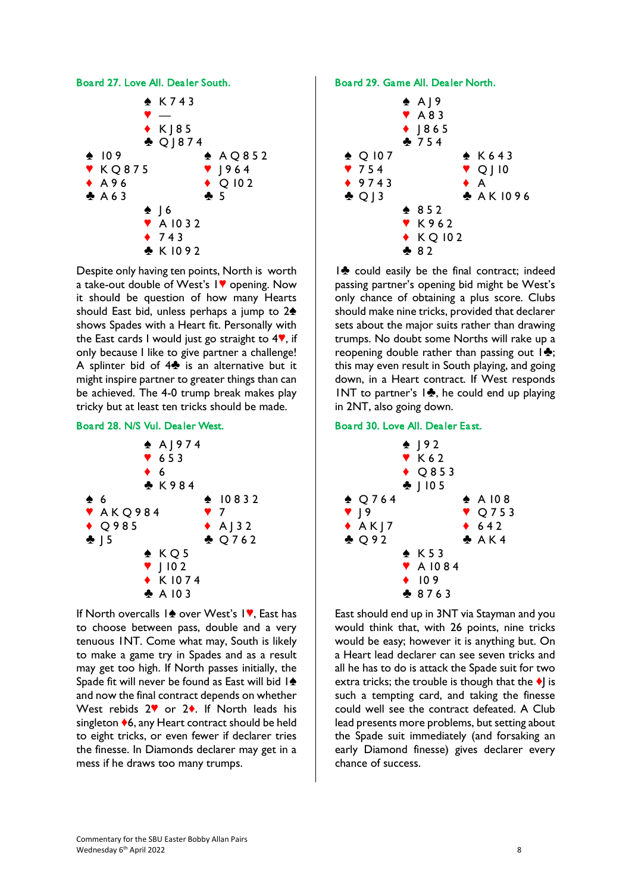### Board 27. Love All. Dealer South.

```
              ♠ K 7 4 3
              ♥ —
              ♦ K J 8 5
              ♣ Q J 8 7 4
♠ 10 9                    ♠ A Q 8 5 2
♥ K Q 8 7 5               ♥ J 9 6 4
♦ A 9 6                   ♦ Q 10 2
♣ A 6 3                   ♣ 5
              ♠ J 6
              ♥ A 10 3 2
              ♦ 7 4 3
              ♣ K 10 9 2
```

Despite only having ten points, North is worth a take-out double of West's 1♥ opening. Now it should be question of how many Hearts should East bid, unless perhaps a jump to 2♠ shows Spades with a Heart fit. Personally with the East cards I would just go straight to 4♥, if only because I like to give partner a challenge! A splinter bid of 4♣ is an alternative but it might inspire partner to greater things than can be achieved. The 4-0 trump break makes play tricky but at least ten tricks should be made.

### Board 28. N/S Vul. Dealer West.

```
              ♠ A J 9 7 4
              ♥ 6 5 3
              ♦ 6
              ♣ K 9 8 4
♠ 6                       ♠ 10 8 3 2
♥ A K Q 9 8 4             ♥ 7
♦ Q 9 8 5                 ♦ A J 3 2
♣ J 5                     ♣ Q 7 6 2
              ♠ K Q 5
              ♥ J 10 2
              ♦ K 10 7 4
              ♣ A 10 3
```

If North overcalls 1♠ over West's 1♥, East has to choose between pass, double and a very tenuous 1NT. Come what may, South is likely to make a game try in Spades and as a result may get too high. If North passes initially, the Spade fit will never be found as East will bid 1♠ and now the final contract depends on whether West rebids 2♥ or 2♦. If North leads his singleton ♦6, any Heart contract should be held to eight tricks, or even fewer if declarer tries the finesse. In Diamonds declarer may get in a mess if he draws too many trumps.

### Board 29. Game All. Dealer North.

```
              ♠ A J 9
              ♥ A 8 3
              ♦ J 8 6 5
              ♣ 7 5 4
♠ Q 10 7                  ♠ K 6 4 3
♥ 7 5 4                   ♥ Q J 10
♦ 9 7 4 3                 ♦ A
♣ Q J 3                   ♣ A K 10 9 6
              ♠ 8 5 2
              ♥ K 9 6 2
              ♦ K Q 10 2
              ♣ 8 2
```

1♣ could easily be the final contract; indeed passing partner's opening bid might be West's only chance of obtaining a plus score. Clubs should make nine tricks, provided that declarer sets about the major suits rather than drawing trumps. No doubt some Norths will rake up a reopening double rather than passing out 1♣; this may even result in South playing, and going down, in a Heart contract. If West responds 1NT to partner's 1♣, he could end up playing in 2NT, also going down.

### Board 30. Love All. Dealer East.

```
              ♠ J 9 2
              ♥ K 6 2
              ♦ Q 8 5 3
              ♣ J 10 5
♠ Q 7 6 4                 ♠ A 10 8
♥ J 9                     ♥ Q 7 5 3
♦ A K J 7                 ♦ 6 4 2
♣ Q 9 2                   ♣ A K 4
              ♠ K 5 3
              ♥ A 10 8 4
              ♦ 10 9
              ♣ 8 7 6 3
```

East should end up in 3NT via Stayman and you would think that, with 26 points, nine tricks would be easy; however it is anything but. On a Heart lead declarer can see seven tricks and all he has to do is attack the Spade suit for two extra tricks; the trouble is though that the ♦J is such a tempting card, and taking the finesse could well see the contract defeated. A Club lead presents more problems, but setting about the Spade suit immediately (and forsaking an early Diamond finesse) gives declarer every chance of success.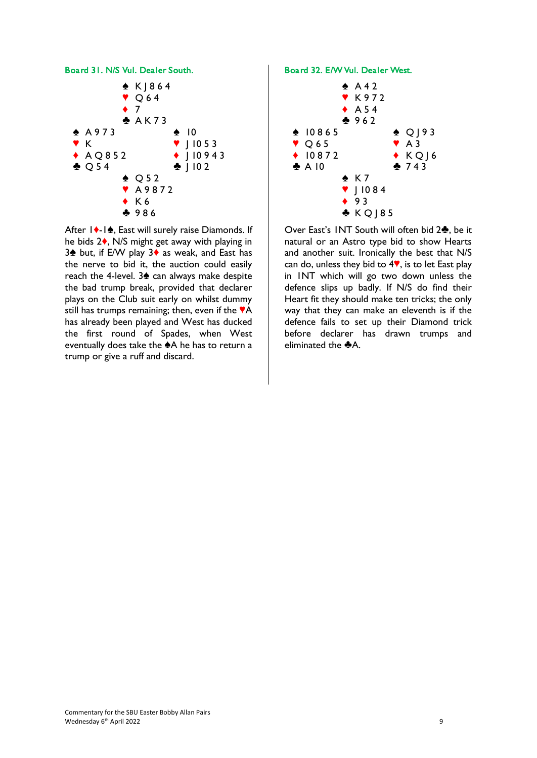### Board 31. N/S Vul. Dealer South.

| | | |
|---|---|---|
| | ♠ K J 8 6 4<br>♥ Q 6 4<br>♦ 7<br>♣ A K 7 3 | |
| ♠ A 9 7 3<br>♥ K<br>♦ A Q 8 5 2<br>♣ Q 5 4 | | ♠ 10<br>♥ J 10 5 3<br>♦ J 10 9 4 3<br>♣ J 10 2 |
| | ♠ Q 5 2<br>♥ A 9 8 7 2<br>♦ K 6<br>♣ 9 8 6 | |

After 1♦-1♠, East will surely raise Diamonds. If he bids 2♦, N/S might get away with playing in 3♠ but, if E/W play 3♦ as weak, and East has the nerve to bid it, the auction could easily reach the 4-level. 3♠ can always make despite the bad trump break, provided that declarer plays on the Club suit early on whilst dummy still has trumps remaining; then, even if the ♥A has already been played and West has ducked the first round of Spades, when West eventually does take the ♠A he has to return a trump or give a ruff and discard.

### Board 32. E/W Vul. Dealer West.

| | | |
|---|---|---|
| | ♠ A 4 2<br>♥ K 9 7 2<br>♦ A 5 4<br>♣ 9 6 2 | |
| ♠ 10 8 6 5<br>♥ Q 6 5<br>♦ 10 8 7 2<br>♣ A 10 | | ♠ Q J 9 3<br>♥ A 3<br>♦ K Q J 6<br>♣ 7 4 3 |
| | ♠ K 7<br>♥ J 10 8 4<br>♦ 9 3<br>♣ K Q J 8 5 | |

Over East's 1NT South will often bid 2♣, be it natural or an Astro type bid to show Hearts and another suit. Ironically the best that N/S can do, unless they bid to 4♥, is to let East play in 1NT which will go two down unless the defence slips up badly. If N/S do find their Heart fit they should make ten tricks; the only way that they can make an eleventh is if the defence fails to set up their Diamond trick before declarer has drawn trumps and eliminated the ♣A.